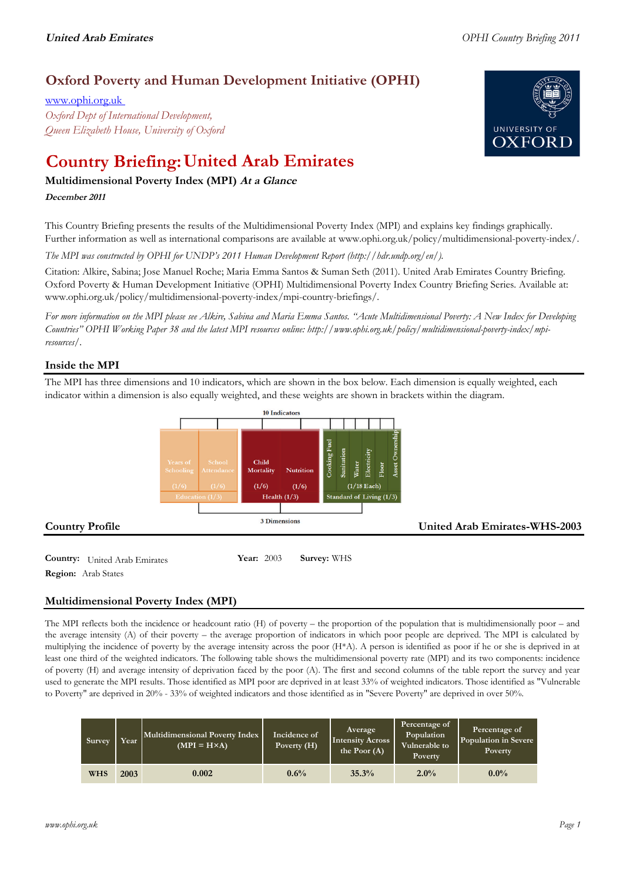# Oxford Poverty and Human Development Initiative (OPHI)

www.ophi.org.uk

*Oxford Dept of International Development,*
*Queen Elizabeth House, University of Oxford*

# Country Briefing: United Arab Emirates

## Multidimensional Poverty Index (MPI) *At a Glance*

***December 2011***

This Country Briefing presents the results of the Multidimensional Poverty Index (MPI) and explains key findings graphically. Further information as well as international comparisons are available at www.ophi.org.uk/policy/multidimensional-poverty-index/.

*The MPI was constructed by OPHI for UNDP's 2011 Human Development Report (http://hdr.undp.org/en/).*

Citation: Alkire, Sabina; Jose Manuel Roche; Maria Emma Santos & Suman Seth (2011). United Arab Emirates Country Briefing. Oxford Poverty & Human Development Initiative (OPHI) Multidimensional Poverty Index Country Briefing Series. Available at: www.ophi.org.uk/policy/multidimensional-poverty-index/mpi-country-briefings/.

*For more information on the MPI please see Alkire, Sabina and Maria Emma Santos. "Acute Multidimensional Poverty: A New Index for Developing Countries" OPHI Working Paper 38 and the latest MPI resources online: http://www.ophi.org.uk/policy/multidimensional-poverty-index/mpi-resources/.*

## Inside the MPI

The MPI has three dimensions and 10 indicators, which are shown in the box below. Each dimension is equally weighted, each indicator within a dimension is also equally weighted, and these weights are shown in brackets within the diagram.

10 Indicators

- Education (1/3): Years of Schooling (1/6), School Attendance (1/6)
- Health (1/3): Child Mortality (1/6), Nutrition (1/6)
- Standard of Living (1/3): Cooking Fuel, Sanitation, Water, Electricity, Floor, Asset Ownership (1/18 Each)

3 Dimensions

## Country Profile

**United Arab Emirates-WHS-2003**

**Country:** United Arab Emirates **Year:** 2003 **Survey:** WHS

**Region:** Arab States

## Multidimensional Poverty Index (MPI)

The MPI reflects both the incidence or headcount ratio (H) of poverty – the proportion of the population that is multidimensionally poor – and the average intensity (A) of their poverty – the average proportion of indicators in which poor people are deprived. The MPI is calculated by multiplying the incidence of poverty by the average intensity across the poor (H*A). A person is identified as poor if he or she is deprived in at least one third of the weighted indicators. The following table shows the multidimensional poverty rate (MPI) and its two components: incidence of poverty (H) and average intensity of deprivation faced by the poor (A). The first and second columns of the table report the survey and year used to generate the MPI results. Those identified as MPI poor are deprived in at least 33% of weighted indicators. Those identified as "Vulnerable to Poverty" are deprived in 20% - 33% of weighted indicators and those identified as in "Severe Poverty" are deprived in over 50%.

| Survey | Year | Multidimensional Poverty Index (MPI = H×A) | Incidence of Poverty (H) | Average Intensity Across the Poor (A) | Percentage of Population Vulnerable to Poverty | Percentage of Population in Severe Poverty |
|---|---|---|---|---|---|---|
| WHS | 2003 | 0.002 | 0.6% | 35.3% | 2.0% | 0.0% |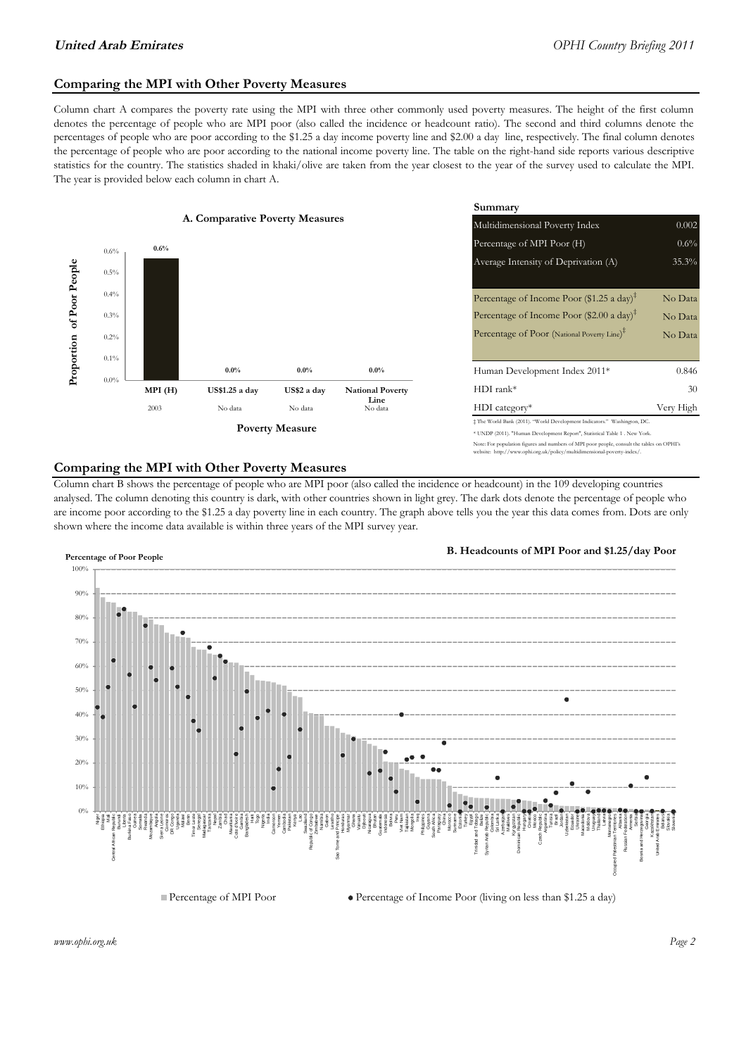## Comparing the MPI with Other Poverty Measures

Column chart A compares the poverty rate using the MPI with three other commonly used poverty measures. The height of the first column denotes the percentage of people who are MPI poor (also called the incidence or headcount ratio). The second and third columns denote the percentages of people who are poor according to the $1.25 a day income poverty line and $2.00 a day line, respectively. The final column denotes the percentage of people who are poor according to the national income poverty line. The table on the right-hand side reports various descriptive statistics for the country. The statistics shaded in khaki/olive are taken from the year closest to the year of the survey used to calculate the MPI. The year is provided below each column in chart A.

**A. Comparative Poverty Measures**

| Poverty Measure | MPI (H) | US$1.25 a day | US$2 a day | National Poverty Line |
|---|---|---|---|---|
| Proportion of Poor People | 0.6% | 0.0% | 0.0% | 0.0% |
| Year | 2003 | No data | No data | No data |

**Summary**

| | |
|---|---|
| Multidimensional Poverty Index | 0.002 |
| Percentage of MPI Poor (H) | 0.6% |
| Average Intensity of Deprivation (A) | 35.3% |
| Percentage of Income Poor ($1.25 a day)‡ | No Data |
| Percentage of Income Poor ($2.00 a day)‡ | No Data |
| Percentage of Poor (National Poverty Line)‡ | No Data |
| Human Development Index 2011* | 0.846 |
| HDI rank* | 30 |
| HDI category* | Very High |

‡ The World Bank (2011). "World Development Indicators." Washington, DC.

* UNDP (2011). "Human Development Report", Statistical Table 1 . New York.

Note: For population figures and numbers of MPI poor people, consult the tables on OPHI's website: http://www.ophi.org.uk/policy/multidimensional-poverty-index/.

## Comparing the MPI with Other Poverty Measures

Column chart B shows the percentage of people who are MPI poor (also called the incidence or headcount) in the 109 developing countries analysed. The column denoting this country is dark, with other countries shown in light grey. The dark dots denote the percentage of people who are income poor according to the $1.25 a day poverty line in each country. The graph above tells you the year this data comes from. Dots are only shown where the income data available is within three years of the MPI survey year.

**B. Headcounts of MPI Poor and $1.25/day Poor**

Percentage of Poor People

■ Percentage of MPI Poor ● Percentage of Income Poor (living on less than $1.25 a day)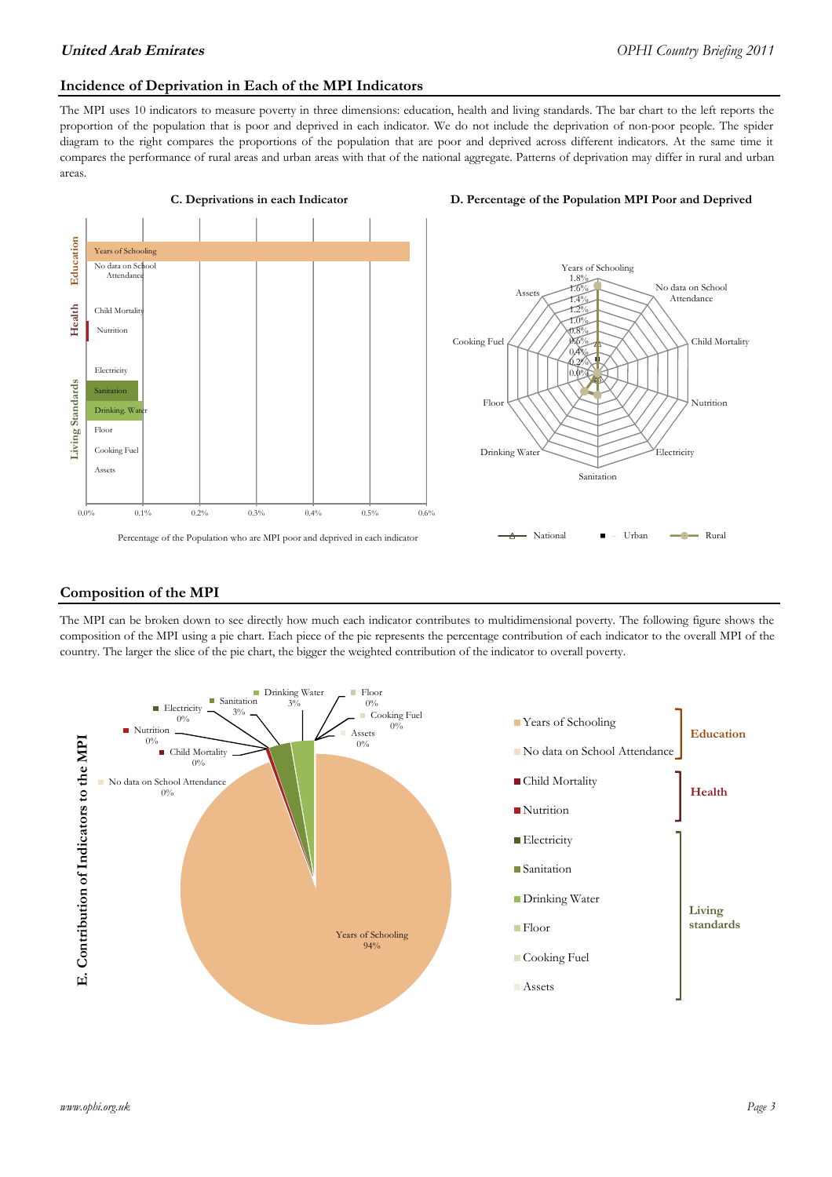## Incidence of Deprivation in Each of the MPI Indicators

The MPI uses 10 indicators to measure poverty in three dimensions: education, health and living standards. The bar chart to the left reports the proportion of the population that is poor and deprived in each indicator. We do not include the deprivation of non-poor people. The spider diagram to the right compares the proportions of the population that are poor and deprived across different indicators. At the same time it compares the performance of rural areas and urban areas with that of the national aggregate. Patterns of deprivation may differ in rural and urban areas.

**C. Deprivations in each Indicator**

Percentage of the Population who are MPI poor and deprived in each indicator

**D. Percentage of the Population MPI Poor and Deprived**

## Composition of the MPI

The MPI can be broken down to see directly how much each indicator contributes to multidimensional poverty. The following figure shows the composition of the MPI using a pie chart. Each piece of the pie represents the percentage contribution of each indicator to the overall MPI of the country. The larger the slice of the pie chart, the bigger the weighted contribution of the indicator to overall poverty.

**E. Contribution of Indicators to the MPI**

| Dimension | Indicator | Contribution |
|---|---|---|
| Education | Years of Schooling | 94% |
| Education | No data on School Attendance | 0% |
| Health | Child Mortality | 0% |
| Health | Nutrition | 0% |
| Living standards | Electricity | 0% |
| Living standards | Sanitation | 3% |
| Living standards | Drinking Water | 3% |
| Living standards | Floor | 0% |
| Living standards | Cooking Fuel | 0% |
| Living standards | Assets | 0% |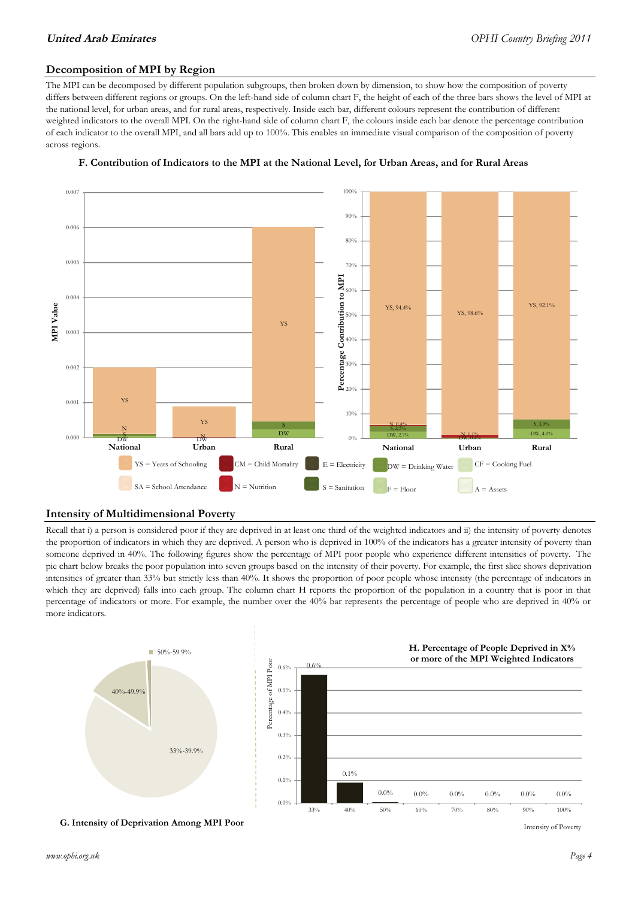## Decomposition of MPI by Region

The MPI can be decomposed by different population subgroups, then broken down by dimension, to show how the composition of poverty differs between different regions or groups. On the left-hand side of column chart F, the height of each of the three bars shows the level of MPI at the national level, for urban areas, and for rural areas, respectively. Inside each bar, different colours represent the contribution of different weighted indicators to the overall MPI. On the right-hand side of column chart F, the colours inside each bar denote the percentage contribution of each indicator to the overall MPI, and all bars add up to 100%. This enables an immediate visual comparison of the composition of poverty across regions.

**F. Contribution of Indicators to the MPI at the National Level, for Urban Areas, and for Rural Areas**

MPI Value
0.007
0.006
0.005
0.004
0.003
0.002
0.001
0.000
YS
N
S
DW
National
YS
N
DW
Urban
YS
S
DW
Rural

Percentage Contribution to MPI
100%
90%
80%
70%
60%
50%
40%
30%
20%
10%
0%
YS, 94.4%
N, 0.4%
S, 2.5%
DW, 2.7%
National
YS, 98.6%
N, 1.1%
DW, 0.4%
Urban
YS, 92.1%
S, 3.9%
DW, 4.0%
Rural

YS = Years of Schooling
CM = Child Mortality
E = Electricity
DW = Drinking Water
CF = Cooking Fuel
SA = School Attendance
N = Nutrition
S = Sanitation
F = Floor
A = Assets

## Intensity of Multidimensional Poverty

Recall that i) a person is considered poor if they are deprived in at least one third of the weighted indicators and ii) the intensity of poverty denotes the proportion of indicators in which they are deprived. A person who is deprived in 100% of the indicators has a greater intensity of poverty than someone deprived in 40%. The following figures show the percentage of MPI poor people who experience different intensities of poverty. The pie chart below breaks the poor population into seven groups based on the intensity of their poverty. For example, the first slice shows deprivation intensities of greater than 33% but strictly less than 40%. It shows the proportion of poor people whose intensity (the percentage of indicators in which they are deprived) falls into each group. The column chart H reports the proportion of the population in a country that is poor in that percentage of indicators or more. For example, the number over the 40% bar represents the percentage of people who are deprived in 40% or more indicators.

50%-59.9%
40%-49.9%
33%-39.9%

**G. Intensity of Deprivation Among MPI Poor**

**H. Percentage of People Deprived in X% or more of the MPI Weighted Indicators**

Percentage of MPI Poor
0.6%
0.5%
0.4%
0.3%
0.2%
0.1%
0.0%
0.6%
0.1%
0.0%
0.0%
0.0%
0.0%
0.0%
0.0%
33%
40%
50%
60%
70%
80%
90%
100%
Intensity of Poverty